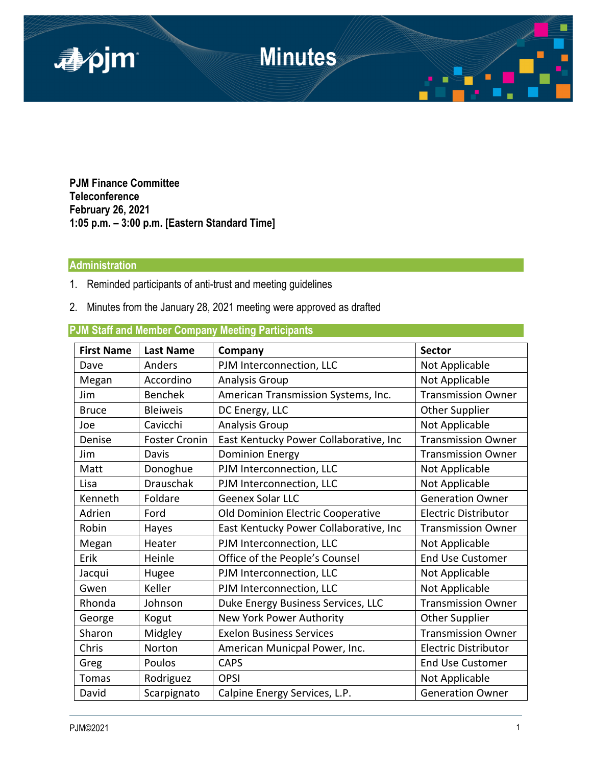# Minutes

**PJM Finance Committee**
**Teleconference**
**February 26, 2021**
**1:05 p.m. – 3:00 p.m. [Eastern Standard Time]**

## Administration

1. Reminded participants of anti-trust and meeting guidelines
2. Minutes from the January 28, 2021 meeting were approved as drafted

## PJM Staff and Member Company Meeting Participants

| First Name | Last Name | Company | Sector |
|---|---|---|---|
| Dave | Anders | PJM Interconnection, LLC | Not Applicable |
| Megan | Accordino | Analysis Group | Not Applicable |
| Jim | Benchek | American Transmission Systems, Inc. | Transmission Owner |
| Bruce | Bleiweis | DC Energy, LLC | Other Supplier |
| Joe | Cavicchi | Analysis Group | Not Applicable |
| Denise | Foster Cronin | East Kentucky Power Collaborative, Inc | Transmission Owner |
| Jim | Davis | Dominion Energy | Transmission Owner |
| Matt | Donoghue | PJM Interconnection, LLC | Not Applicable |
| Lisa | Drauschak | PJM Interconnection, LLC | Not Applicable |
| Kenneth | Foldare | Geenex Solar LLC | Generation Owner |
| Adrien | Ford | Old Dominion Electric Cooperative | Electric Distributor |
| Robin | Hayes | East Kentucky Power Collaborative, Inc | Transmission Owner |
| Megan | Heater | PJM Interconnection, LLC | Not Applicable |
| Erik | Heinle | Office of the People's Counsel | End Use Customer |
| Jacqui | Hugee | PJM Interconnection, LLC | Not Applicable |
| Gwen | Keller | PJM Interconnection, LLC | Not Applicable |
| Rhonda | Johnson | Duke Energy Business Services, LLC | Transmission Owner |
| George | Kogut | New York Power Authority | Other Supplier |
| Sharon | Midgley | Exelon Business Services | Transmission Owner |
| Chris | Norton | American Municpal Power, Inc. | Electric Distributor |
| Greg | Poulos | CAPS | End Use Customer |
| Tomas | Rodriguez | OPSI | Not Applicable |
| David | Scarpignato | Calpine Energy Services, L.P. | Generation Owner |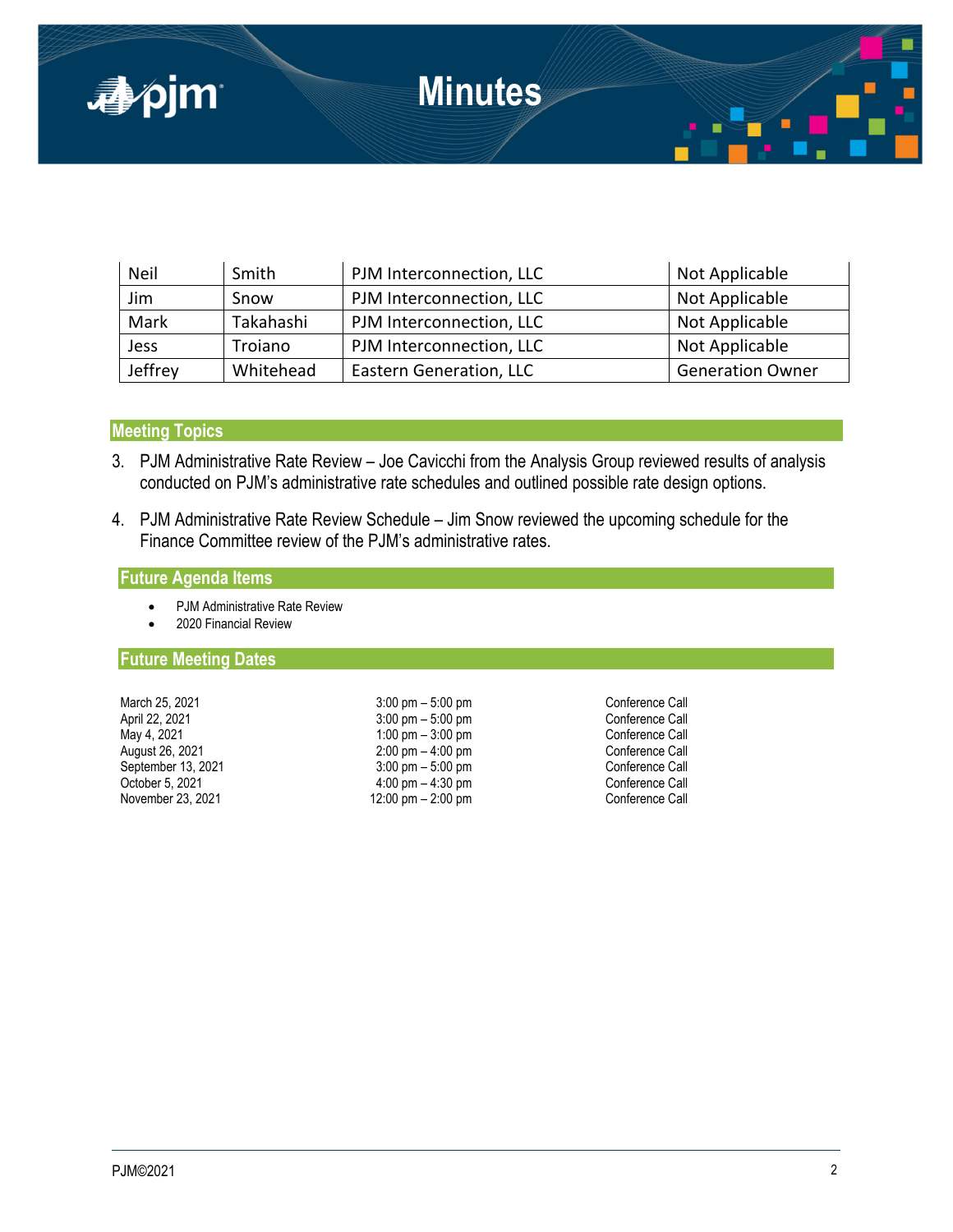| | | | |
|---|---|---|---|
| Neil | Smith | PJM Interconnection, LLC | Not Applicable |
| Jim | Snow | PJM Interconnection, LLC | Not Applicable |
| Mark | Takahashi | PJM Interconnection, LLC | Not Applicable |
| Jess | Troiano | PJM Interconnection, LLC | Not Applicable |
| Jeffrey | Whitehead | Eastern Generation, LLC | Generation Owner |

## Meeting Topics

3. PJM Administrative Rate Review – Joe Cavicchi from the Analysis Group reviewed results of analysis conducted on PJM's administrative rate schedules and outlined possible rate design options.

4. PJM Administrative Rate Review Schedule – Jim Snow reviewed the upcoming schedule for the Finance Committee review of the PJM's administrative rates.

## Future Agenda Items

- PJM Administrative Rate Review
- 2020 Financial Review

## Future Meeting Dates

| | | |
|---|---|---|
| March 25, 2021 | 3:00 pm – 5:00 pm | Conference Call |
| April 22, 2021 | 3:00 pm – 5:00 pm | Conference Call |
| May 4, 2021 | 1:00 pm – 3:00 pm | Conference Call |
| August 26, 2021 | 2:00 pm – 4:00 pm | Conference Call |
| September 13, 2021 | 3:00 pm – 5:00 pm | Conference Call |
| October 5, 2021 | 4:00 pm – 4:30 pm | Conference Call |
| November 23, 2021 | 12:00 pm – 2:00 pm | Conference Call |